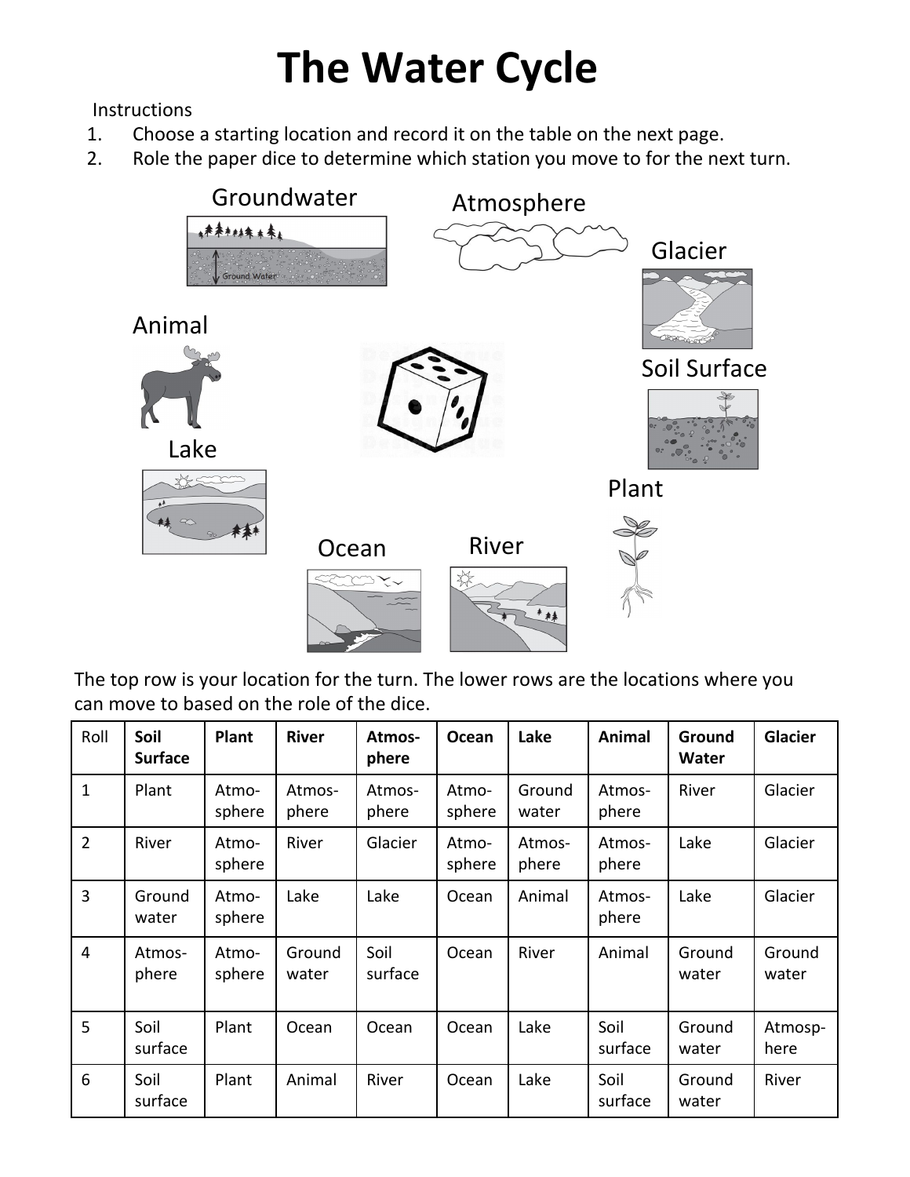# The Water Cycle

Instructions

1. Choose a starting location and record it on the table on the next page.
2. Role the paper dice to determine which station you move to for the next turn.

Groundwater

Atmosphere

Glacier

Animal

Soil Surface

Lake

Plant

Ocean

River

The top row is your location for the turn. The lower rows are the locations where you can move to based on the role of the dice.

| Roll | **Soil Surface** | **Plant** | **River** | **Atmos-phere** | **Ocean** | **Lake** | **Animal** | **Ground Water** | **Glacier** |
|---|---|---|---|---|---|---|---|---|---|
| 1 | Plant | Atmo-sphere | Atmos-phere | Atmos-phere | Atmo-sphere | Ground water | Atmos-phere | River | Glacier |
| 2 | River | Atmo-sphere | River | Glacier | Atmo-sphere | Atmos-phere | Atmos-phere | Lake | Glacier |
| 3 | Ground water | Atmo-sphere | Lake | Lake | Ocean | Animal | Atmos-phere | Lake | Glacier |
| 4 | Atmos-phere | Atmo-sphere | Ground water | Soil surface | Ocean | River | Animal | Ground water | Ground water |
| 5 | Soil surface | Plant | Ocean | Ocean | Ocean | Lake | Soil surface | Ground water | Atmosp-here |
| 6 | Soil surface | Plant | Animal | River | Ocean | Lake | Soil surface | Ground water | River |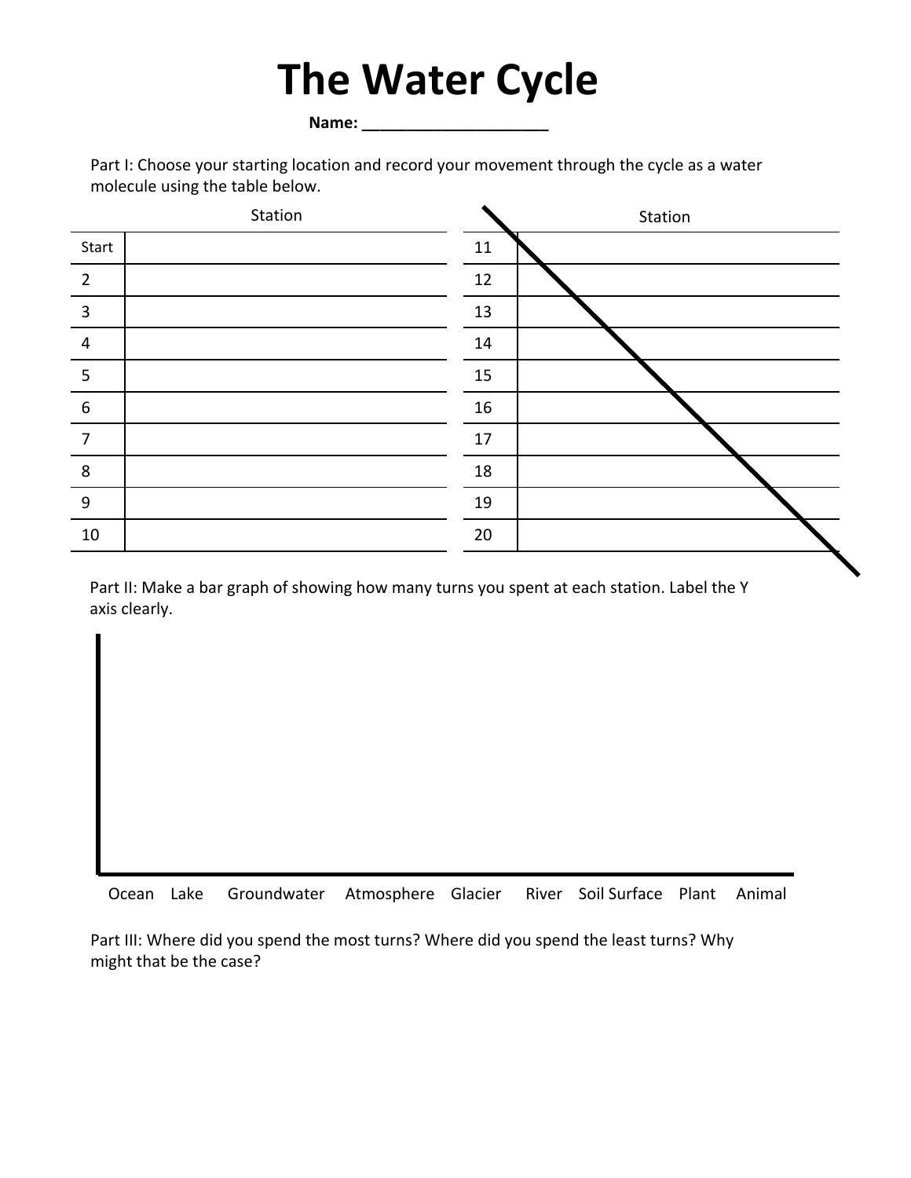# The Water Cycle

**Name: ____________________**

Part I: Choose your starting location and record your movement through the cycle as a water molecule using the table below.

| | Station | | Station |
|---|---|---|---|
| Start | | 11 | |
| 2 | | 12 | |
| 3 | | 13 | |
| 4 | | 14 | |
| 5 | | 15 | |
| 6 | | 16 | |
| 7 | | 17 | |
| 8 | | 18 | |
| 9 | | 19 | |
| 10 | | 20 | |

Part II: Make a bar graph of showing how many turns you spent at each station. Label the Y axis clearly.

Ocean Lake Groundwater Atmosphere Glacier River Soil Surface Plant Animal

Part III: Where did you spend the most turns? Where did you spend the least turns? Why might that be the case?